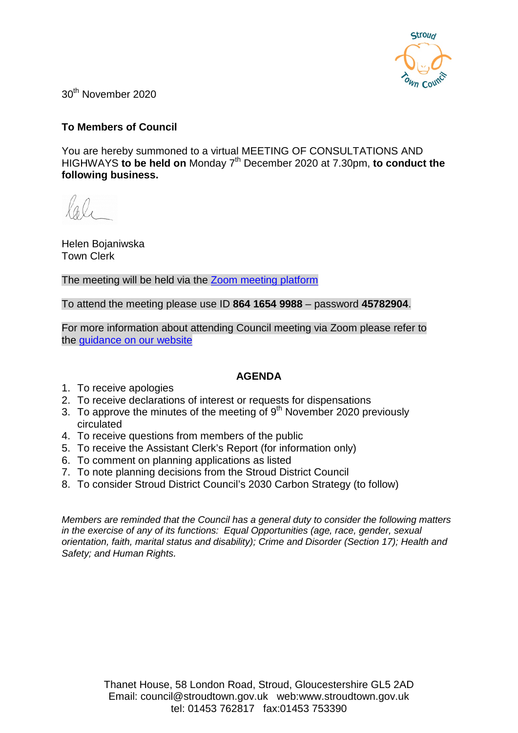30th November 2020

**To Members of Council**

You are hereby summoned to a virtual MEETING OF CONSULTATIONS AND HIGHWAYS **to be held on** Monday 7th December 2020 at 7.30pm, **to conduct the following business.**

Helen Bojaniwska
Town Clerk

The meeting will be held via the Zoom meeting platform

To attend the meeting please use ID **864 1654 9988** – password **45782904**.

For more information about attending Council meeting via Zoom please refer to the guidance on our website

## AGENDA

1. To receive apologies
2. To receive declarations of interest or requests for dispensations
3. To approve the minutes of the meeting of 9th November 2020 previously circulated
4. To receive questions from members of the public
5. To receive the Assistant Clerk's Report (for information only)
6. To comment on planning applications as listed
7. To note planning decisions from the Stroud District Council
8. To consider Stroud District Council's 2030 Carbon Strategy (to follow)

*Members are reminded that the Council has a general duty to consider the following matters in the exercise of any of its functions: Equal Opportunities (age, race, gender, sexual orientation, faith, marital status and disability); Crime and Disorder (Section 17); Health and Safety; and Human Rights.*

Thanet House, 58 London Road, Stroud, Gloucestershire GL5 2AD
Email: council@stroudtown.gov.uk web:www.stroudtown.gov.uk
tel: 01453 762817 fax:01453 753390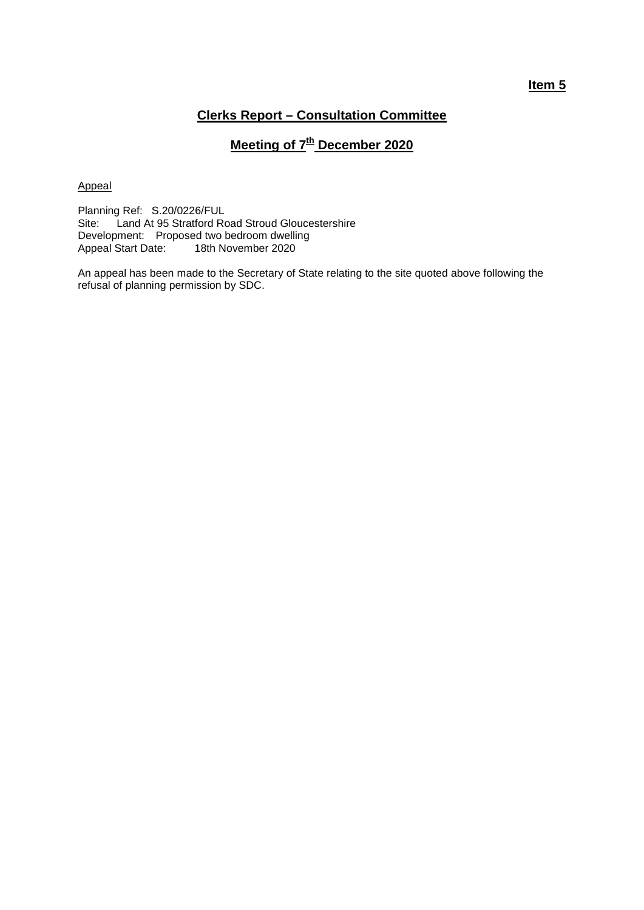**Item 5**

# Clerks Report – Consultation Committee

## Meeting of 7th December 2020

Appeal

Planning Ref: S.20/0226/FUL
Site: Land At 95 Stratford Road Stroud Gloucestershire
Development: Proposed two bedroom dwelling
Appeal Start Date: 18th November 2020

An appeal has been made to the Secretary of State relating to the site quoted above following the refusal of planning permission by SDC.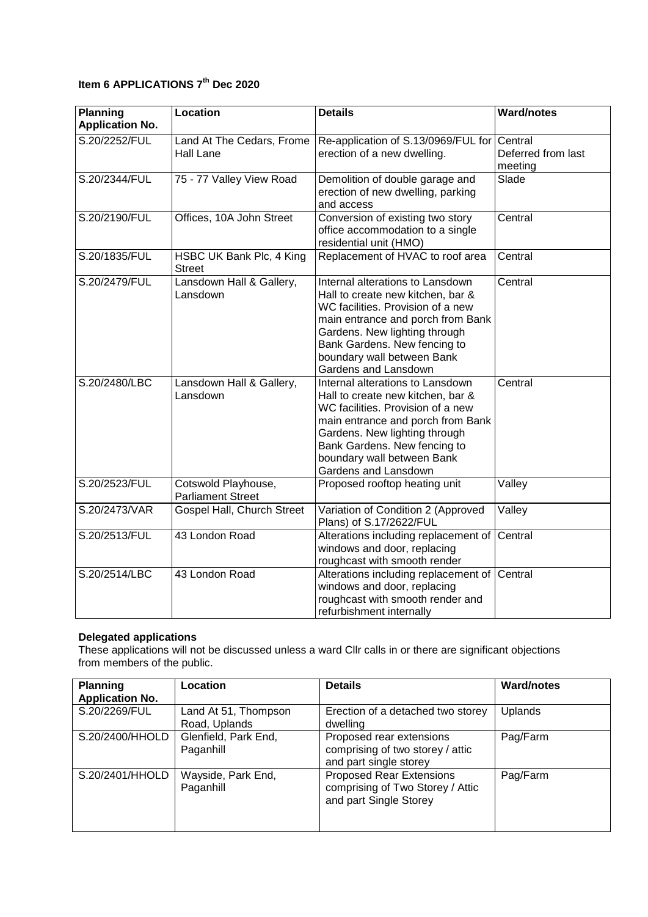**Item 6 APPLICATIONS 7th Dec 2020**

| Planning Application No. | Location | Details | Ward/notes |
|---|---|---|---|
| S.20/2252/FUL | Land At The Cedars, Frome Hall Lane | Re-application of S.13/0969/FUL for erection of a new dwelling. | Central Deferred from last meeting |
| S.20/2344/FUL | 75 - 77 Valley View Road | Demolition of double garage and erection of new dwelling, parking and access | Slade |
| S.20/2190/FUL | Offices, 10A John Street | Conversion of existing two story office accommodation to a single residential unit (HMO) | Central |
| S.20/1835/FUL | HSBC UK Bank Plc, 4 King Street | Replacement of HVAC to roof area | Central |
| S.20/2479/FUL | Lansdown Hall & Gallery, Lansdown | Internal alterations to Lansdown Hall to create new kitchen, bar & WC facilities. Provision of a new main entrance and porch from Bank Gardens. New lighting through Bank Gardens. New fencing to boundary wall between Bank Gardens and Lansdown | Central |
| S.20/2480/LBC | Lansdown Hall & Gallery, Lansdown | Internal alterations to Lansdown Hall to create new kitchen, bar & WC facilities. Provision of a new main entrance and porch from Bank Gardens. New lighting through Bank Gardens. New fencing to boundary wall between Bank Gardens and Lansdown | Central |
| S.20/2523/FUL | Cotswold Playhouse, Parliament Street | Proposed rooftop heating unit | Valley |
| S.20/2473/VAR | Gospel Hall, Church Street | Variation of Condition 2 (Approved Plans) of S.17/2622/FUL | Valley |
| S.20/2513/FUL | 43 London Road | Alterations including replacement of windows and door, replacing roughcast with smooth render | Central |
| S.20/2514/LBC | 43 London Road | Alterations including replacement of windows and door, replacing roughcast with smooth render and refurbishment internally | Central |

**Delegated applications**

These applications will not be discussed unless a ward Cllr calls in or there are significant objections from members of the public.

| Planning Application No. | Location | Details | Ward/notes |
|---|---|---|---|
| S.20/2269/FUL | Land At 51, Thompson Road, Uplands | Erection of a detached two storey dwelling | Uplands |
| S.20/2400/HHOLD | Glenfield, Park End, Paganhill | Proposed rear extensions comprising of two storey / attic and part single storey | Pag/Farm |
| S.20/2401/HHOLD | Wayside, Park End, Paganhill | Proposed Rear Extensions comprising of Two Storey / Attic and part Single Storey | Pag/Farm |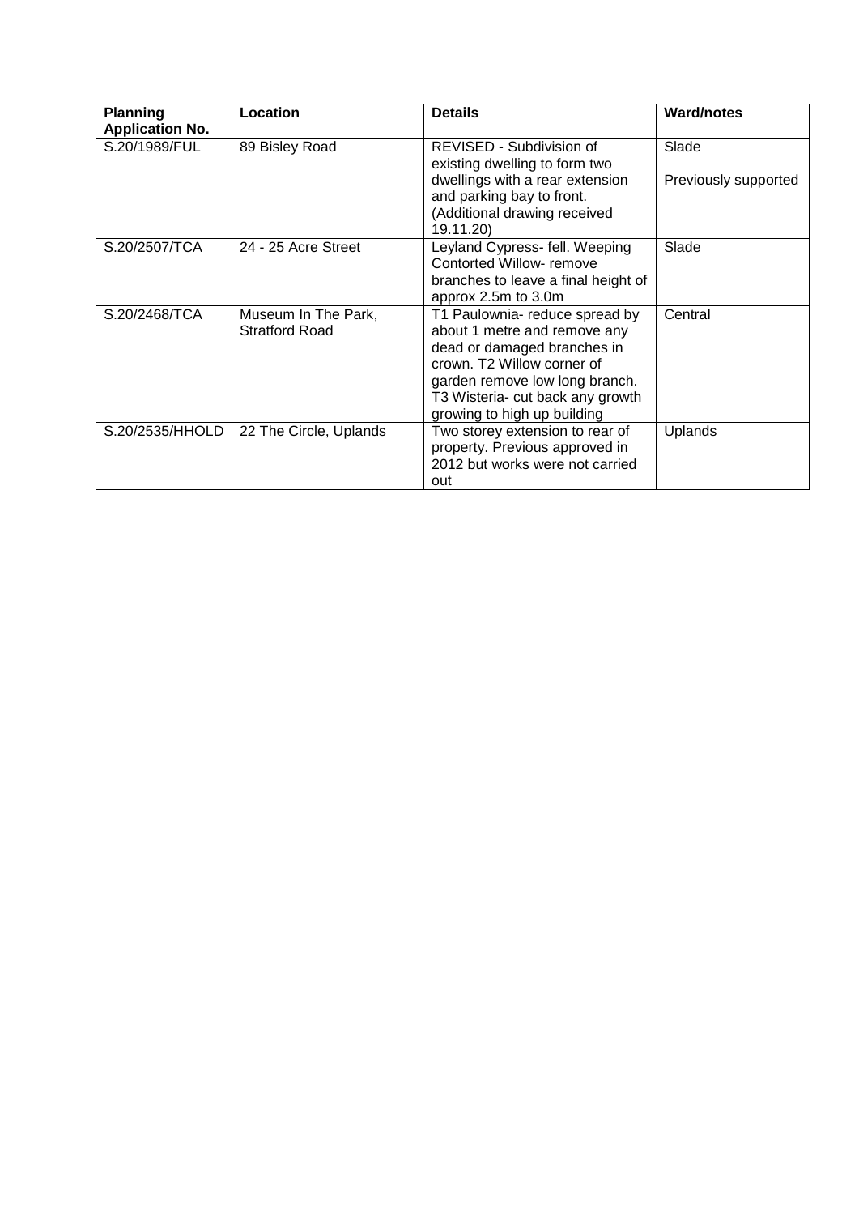| Planning Application No. | Location | Details | Ward/notes |
|---|---|---|---|
| S.20/1989/FUL | 89 Bisley Road | REVISED - Subdivision of existing dwelling to form two dwellings with a rear extension and parking bay to front. (Additional drawing received 19.11.20) | Slade<br><br>Previously supported |
| S.20/2507/TCA | 24 - 25 Acre Street | Leyland Cypress- fell. Weeping Contorted Willow- remove branches to leave a final height of approx 2.5m to 3.0m | Slade |
| S.20/2468/TCA | Museum In The Park, Stratford Road | T1 Paulownia- reduce spread by about 1 metre and remove any dead or damaged branches in crown. T2 Willow corner of garden remove low long branch. T3 Wisteria- cut back any growth growing to high up building | Central |
| S.20/2535/HHOLD | 22 The Circle, Uplands | Two storey extension to rear of property. Previous approved in 2012 but works were not carried out | Uplands |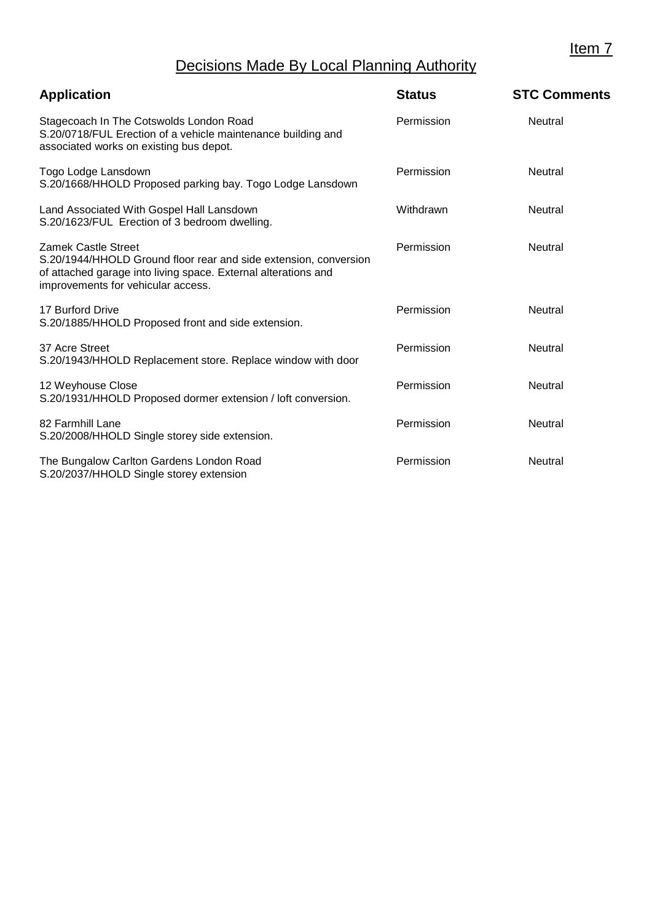Item 7

# Decisions Made By Local Planning Authority

| Application | Status | STC Comments |
|---|---|---|
| Stagecoach In The Cotswolds London Road<br>S.20/0718/FUL Erection of a vehicle maintenance building and associated works on existing bus depot. | Permission | Neutral |
| Togo Lodge Lansdown<br>S.20/1668/HHOLD Proposed parking bay. Togo Lodge Lansdown | Permission | Neutral |
| Land Associated With Gospel Hall Lansdown<br>S.20/1623/FUL Erection of 3 bedroom dwelling. | Withdrawn | Neutral |
| Zamek Castle Street<br>S.20/1944/HHOLD Ground floor rear and side extension, conversion of attached garage into living space. External alterations and improvements for vehicular access. | Permission | Neutral |
| 17 Burford Drive<br>S.20/1885/HHOLD Proposed front and side extension. | Permission | Neutral |
| 37 Acre Street<br>S.20/1943/HHOLD Replacement store. Replace window with door | Permission | Neutral |
| 12 Weyhouse Close<br>S.20/1931/HHOLD Proposed dormer extension / loft conversion. | Permission | Neutral |
| 82 Farmhill Lane<br>S.20/2008/HHOLD Single storey side extension. | Permission | Neutral |
| The Bungalow Carlton Gardens London Road<br>S.20/2037/HHOLD Single storey extension | Permission | Neutral |